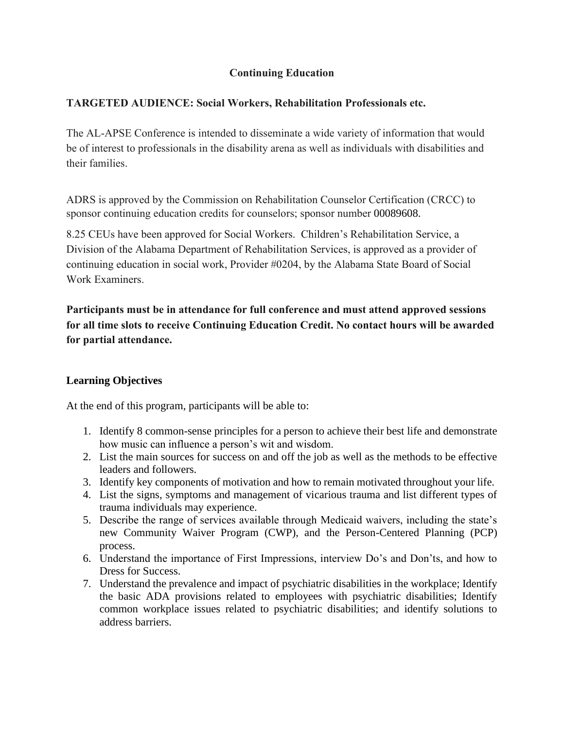# Continuing Education

**TARGETED AUDIENCE: Social Workers, Rehabilitation Professionals etc.**

The AL-APSE Conference is intended to disseminate a wide variety of information that would be of interest to professionals in the disability arena as well as individuals with disabilities and their families.

ADRS is approved by the Commission on Rehabilitation Counselor Certification (CRCC) to sponsor continuing education credits for counselors; sponsor number 00089608.

8.25 CEUs have been approved for Social Workers. Children's Rehabilitation Service, a Division of the Alabama Department of Rehabilitation Services, is approved as a provider of continuing education in social work, Provider #0204, by the Alabama State Board of Social Work Examiners.

**Participants must be in attendance for full conference and must attend approved sessions for all time slots to receive Continuing Education Credit. No contact hours will be awarded for partial attendance.**

## Learning Objectives

At the end of this program, participants will be able to:

1. Identify 8 common-sense principles for a person to achieve their best life and demonstrate how music can influence a person's wit and wisdom.
2. List the main sources for success on and off the job as well as the methods to be effective leaders and followers.
3. Identify key components of motivation and how to remain motivated throughout your life.
4. List the signs, symptoms and management of vicarious trauma and list different types of trauma individuals may experience.
5. Describe the range of services available through Medicaid waivers, including the state's new Community Waiver Program (CWP), and the Person-Centered Planning (PCP) process.
6. Understand the importance of First Impressions, interview Do's and Don'ts, and how to Dress for Success.
7. Understand the prevalence and impact of psychiatric disabilities in the workplace; Identify the basic ADA provisions related to employees with psychiatric disabilities; Identify common workplace issues related to psychiatric disabilities; and identify solutions to address barriers.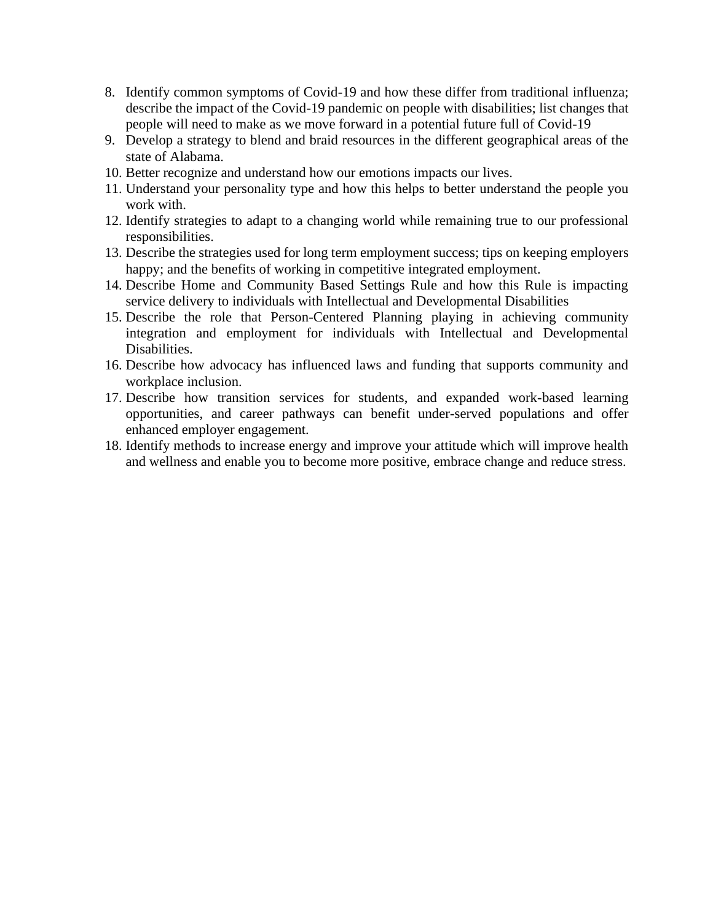8. Identify common symptoms of Covid-19 and how these differ from traditional influenza; describe the impact of the Covid-19 pandemic on people with disabilities; list changes that people will need to make as we move forward in a potential future full of Covid-19
9. Develop a strategy to blend and braid resources in the different geographical areas of the state of Alabama.
10. Better recognize and understand how our emotions impacts our lives.
11. Understand your personality type and how this helps to better understand the people you work with.
12. Identify strategies to adapt to a changing world while remaining true to our professional responsibilities.
13. Describe the strategies used for long term employment success; tips on keeping employers happy; and the benefits of working in competitive integrated employment.
14. Describe Home and Community Based Settings Rule and how this Rule is impacting service delivery to individuals with Intellectual and Developmental Disabilities
15. Describe the role that Person-Centered Planning playing in achieving community integration and employment for individuals with Intellectual and Developmental Disabilities.
16. Describe how advocacy has influenced laws and funding that supports community and workplace inclusion.
17. Describe how transition services for students, and expanded work-based learning opportunities, and career pathways can benefit under-served populations and offer enhanced employer engagement.
18. Identify methods to increase energy and improve your attitude which will improve health and wellness and enable you to become more positive, embrace change and reduce stress.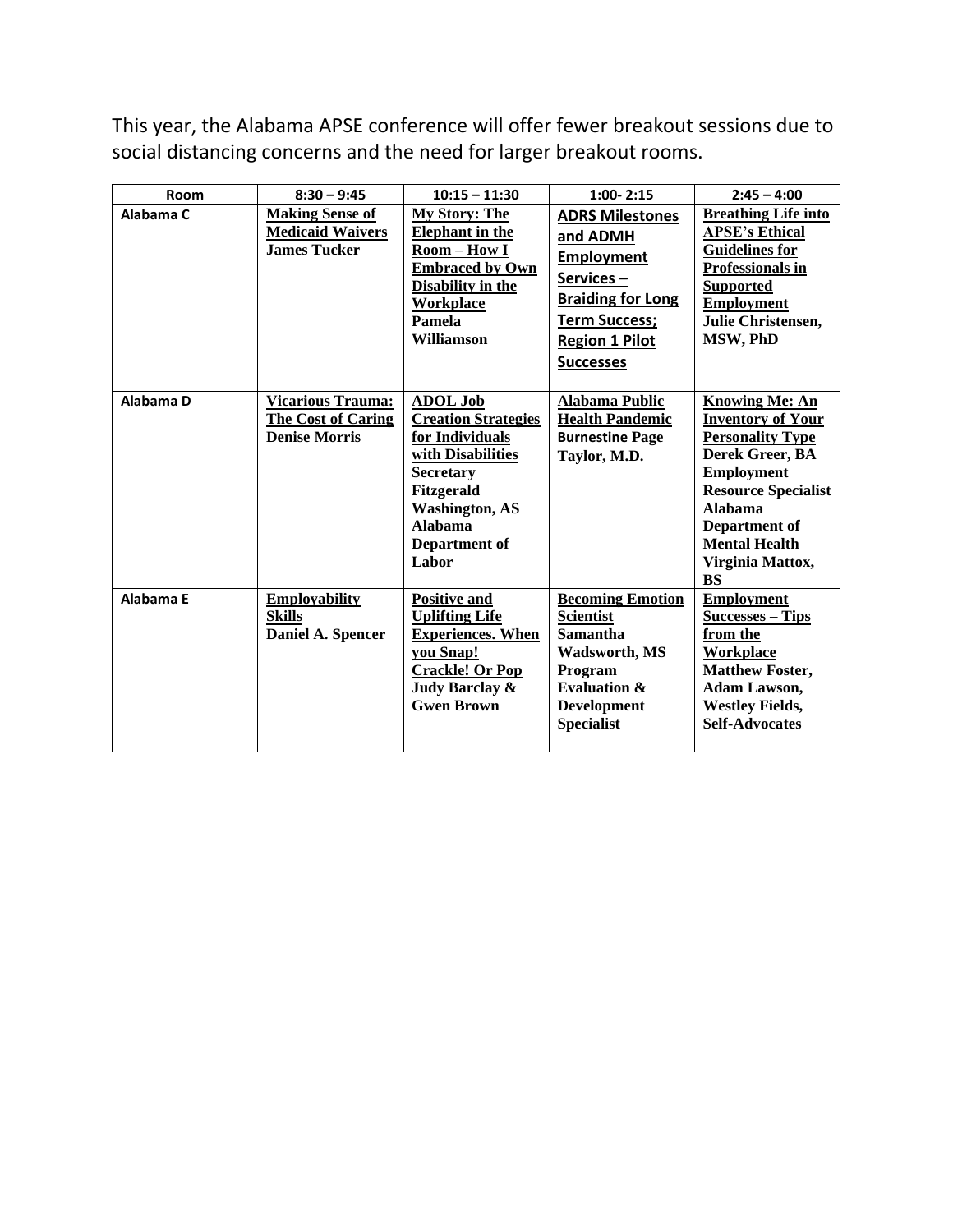This year, the Alabama APSE conference will offer fewer breakout sessions due to social distancing concerns and the need for larger breakout rooms.

| Room | 8:30 – 9:45 | 10:15 – 11:30 | 1:00- 2:15 | 2:45 – 4:00 |
|---|---|---|---|---|
| Alabama C | **Making Sense of Medicaid Waivers** **James Tucker** | **My Story: The Elephant in the Room – How I Embraced by Own Disability in the Workplace** **Pamela Williamson** | **ADRS Milestones and ADMH Employment Services – Braiding for Long Term Success; Region 1 Pilot Successes** | **Breathing Life into APSE's Ethical Guidelines for Professionals in Supported Employment** **Julie Christensen, MSW, PhD** |
| Alabama D | **Vicarious Trauma: The Cost of Caring** **Denise Morris** | **ADOL Job Creation Strategies for Individuals with Disabilities** **Secretary Fitzgerald Washington, AS Alabama Department of Labor** | **Alabama Public Health Pandemic** **Burnestine Page Taylor, M.D.** | **Knowing Me: An Inventory of Your Personality Type** **Derek Greer, BA Employment Resource Specialist Alabama Department of Mental Health Virginia Mattox, BS** |
| Alabama E | **Employability Skills** **Daniel A. Spencer** | **Positive and Uplifting Life Experiences. When you Snap! Crackle! Or Pop** **Judy Barclay & Gwen Brown** | **Becoming Emotion Scientist** **Samantha Wadsworth, MS Program Evaluation & Development Specialist** | **Employment Successes – Tips from the Workplace** **Matthew Foster, Adam Lawson, Westley Fields, Self-Advocates** |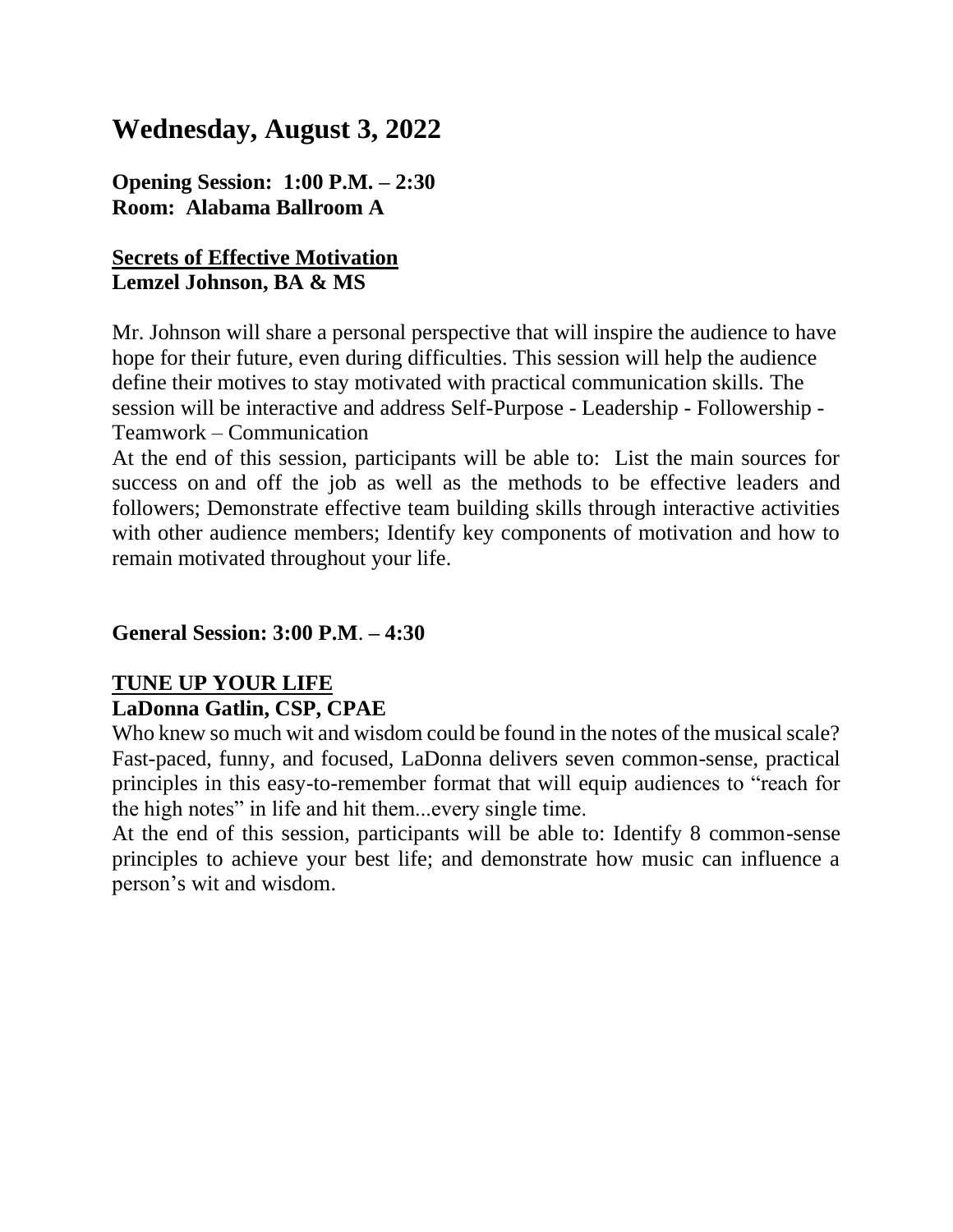# Wednesday, August 3, 2022

**Opening Session: 1:00 P.M. – 2:30**
**Room: Alabama Ballroom A**

**<u>Secrets of Effective Motivation</u>**
**Lemzel Johnson, BA & MS**

Mr. Johnson will share a personal perspective that will inspire the audience to have hope for their future, even during difficulties. This session will help the audience define their motives to stay motivated with practical communication skills. The session will be interactive and address Self-Purpose - Leadership - Followership - Teamwork – Communication

At the end of this session, participants will be able to: List the main sources for success on and off the job as well as the methods to be effective leaders and followers; Demonstrate effective team building skills through interactive activities with other audience members; Identify key components of motivation and how to remain motivated throughout your life.

**General Session: 3:00 P.M. – 4:30**

**<u>TUNE UP YOUR LIFE</u>**
**LaDonna Gatlin, CSP, CPAE**

Who knew so much wit and wisdom could be found in the notes of the musical scale? Fast-paced, funny, and focused, LaDonna delivers seven common-sense, practical principles in this easy-to-remember format that will equip audiences to "reach for the high notes" in life and hit them...every single time.

At the end of this session, participants will be able to: Identify 8 common-sense principles to achieve your best life; and demonstrate how music can influence a person's wit and wisdom.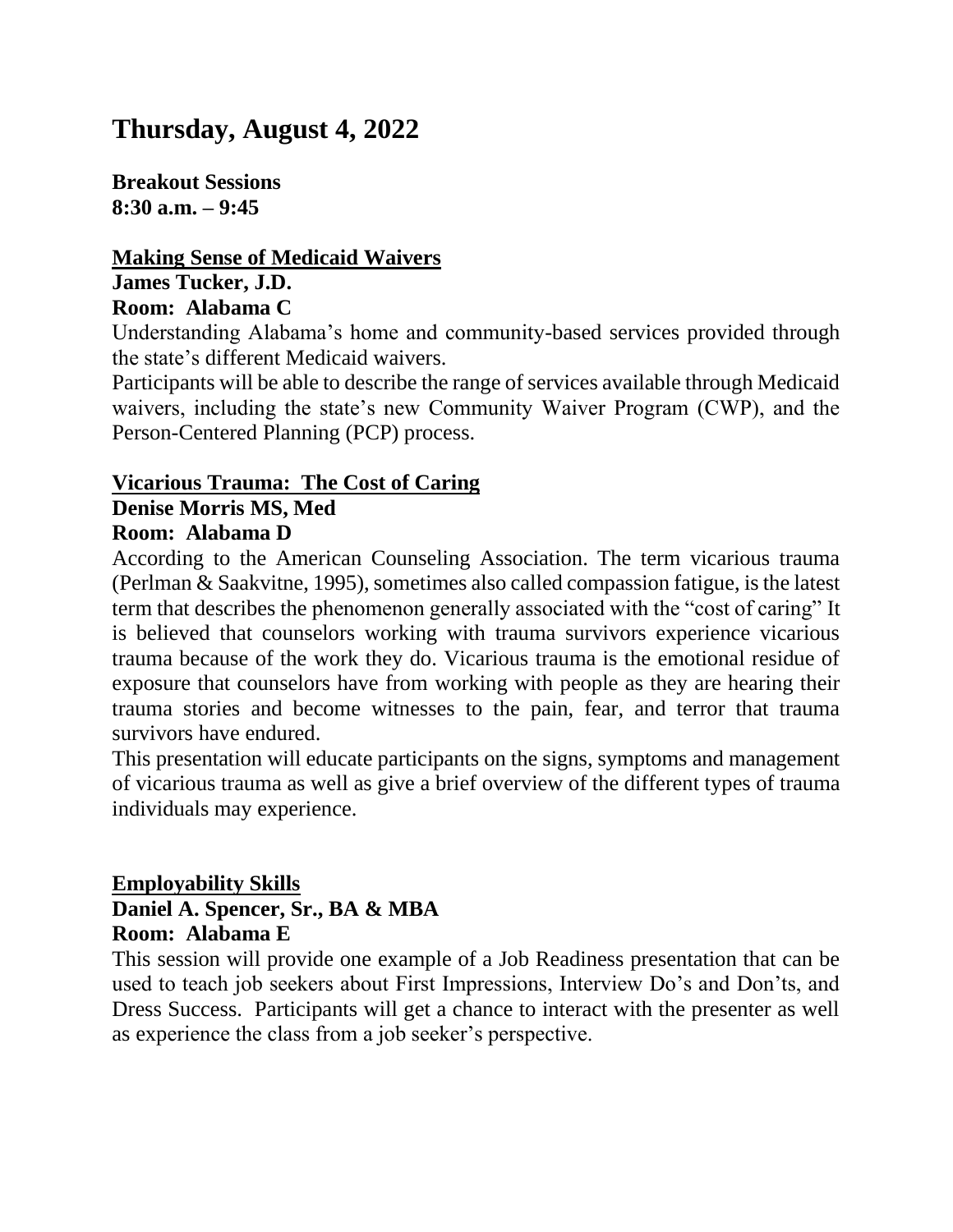# Thursday, August 4, 2022

**Breakout Sessions**
**8:30 a.m. – 9:45**

**<u>Making Sense of Medicaid Waivers</u>**
**James Tucker, J.D.**
**Room: Alabama C**

Understanding Alabama's home and community-based services provided through the state's different Medicaid waivers.

Participants will be able to describe the range of services available through Medicaid waivers, including the state's new Community Waiver Program (CWP), and the Person-Centered Planning (PCP) process.

**<u>Vicarious Trauma: The Cost of Caring</u>**
**Denise Morris MS, Med**
**Room: Alabama D**

According to the American Counseling Association. The term vicarious trauma (Perlman & Saakvitne, 1995), sometimes also called compassion fatigue, is the latest term that describes the phenomenon generally associated with the "cost of caring" It is believed that counselors working with trauma survivors experience vicarious trauma because of the work they do. Vicarious trauma is the emotional residue of exposure that counselors have from working with people as they are hearing their trauma stories and become witnesses to the pain, fear, and terror that trauma survivors have endured.

This presentation will educate participants on the signs, symptoms and management of vicarious trauma as well as give a brief overview of the different types of trauma individuals may experience.

**<u>Employability Skills</u>**
**Daniel A. Spencer, Sr., BA & MBA**
**Room: Alabama E**

This session will provide one example of a Job Readiness presentation that can be used to teach job seekers about First Impressions, Interview Do's and Don'ts, and Dress Success. Participants will get a chance to interact with the presenter as well as experience the class from a job seeker's perspective.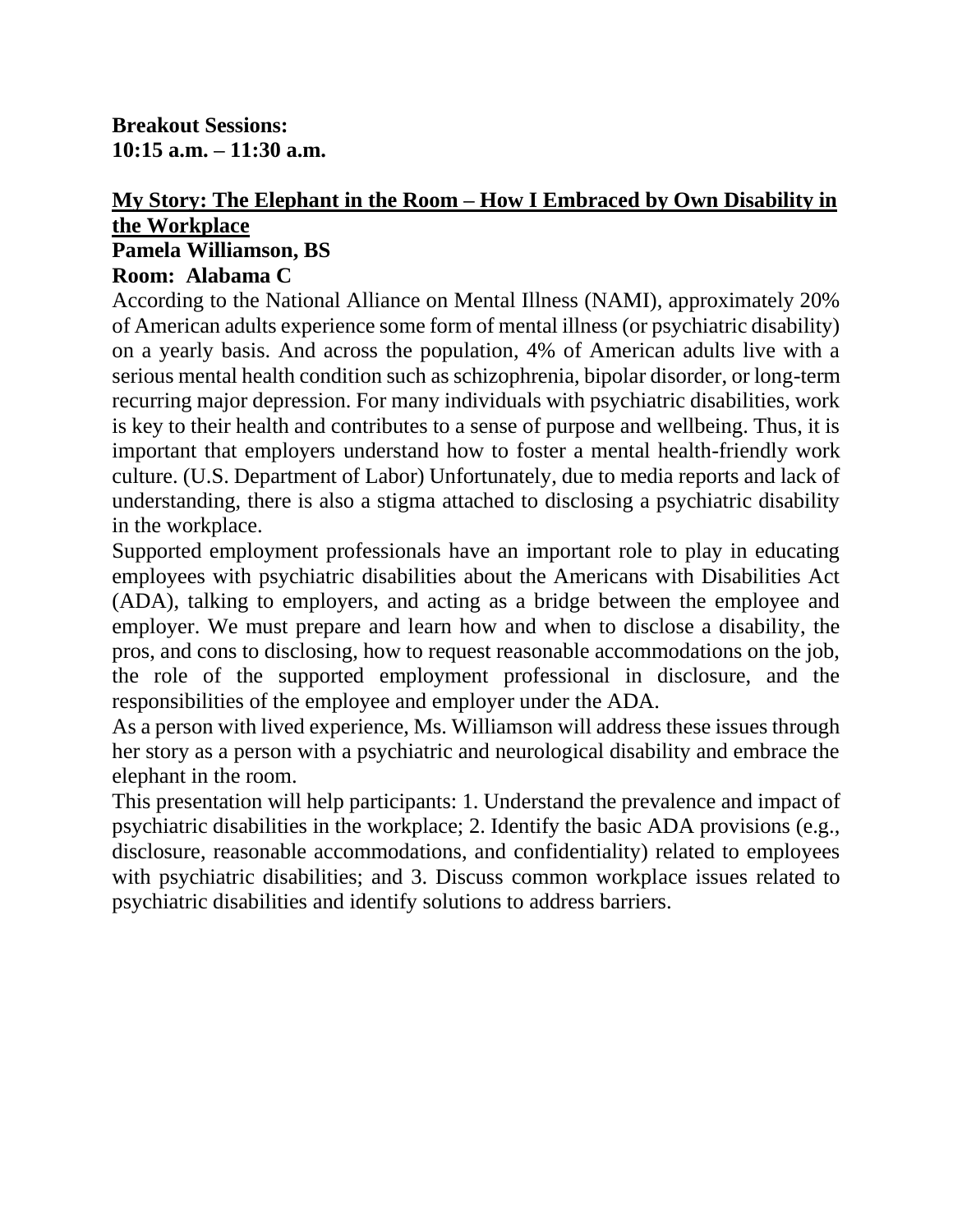**Breakout Sessions:**
**10:15 a.m. – 11:30 a.m.**

## My Story: The Elephant in the Room – How I Embraced by Own Disability in the Workplace

**Pamela Williamson, BS**
**Room: Alabama C**

According to the National Alliance on Mental Illness (NAMI), approximately 20% of American adults experience some form of mental illness (or psychiatric disability) on a yearly basis. And across the population, 4% of American adults live with a serious mental health condition such as schizophrenia, bipolar disorder, or long-term recurring major depression. For many individuals with psychiatric disabilities, work is key to their health and contributes to a sense of purpose and wellbeing. Thus, it is important that employers understand how to foster a mental health-friendly work culture. (U.S. Department of Labor) Unfortunately, due to media reports and lack of understanding, there is also a stigma attached to disclosing a psychiatric disability in the workplace.

Supported employment professionals have an important role to play in educating employees with psychiatric disabilities about the Americans with Disabilities Act (ADA), talking to employers, and acting as a bridge between the employee and employer. We must prepare and learn how and when to disclose a disability, the pros, and cons to disclosing, how to request reasonable accommodations on the job, the role of the supported employment professional in disclosure, and the responsibilities of the employee and employer under the ADA.

As a person with lived experience, Ms. Williamson will address these issues through her story as a person with a psychiatric and neurological disability and embrace the elephant in the room.

This presentation will help participants: 1. Understand the prevalence and impact of psychiatric disabilities in the workplace; 2. Identify the basic ADA provisions (e.g., disclosure, reasonable accommodations, and confidentiality) related to employees with psychiatric disabilities; and 3. Discuss common workplace issues related to psychiatric disabilities and identify solutions to address barriers.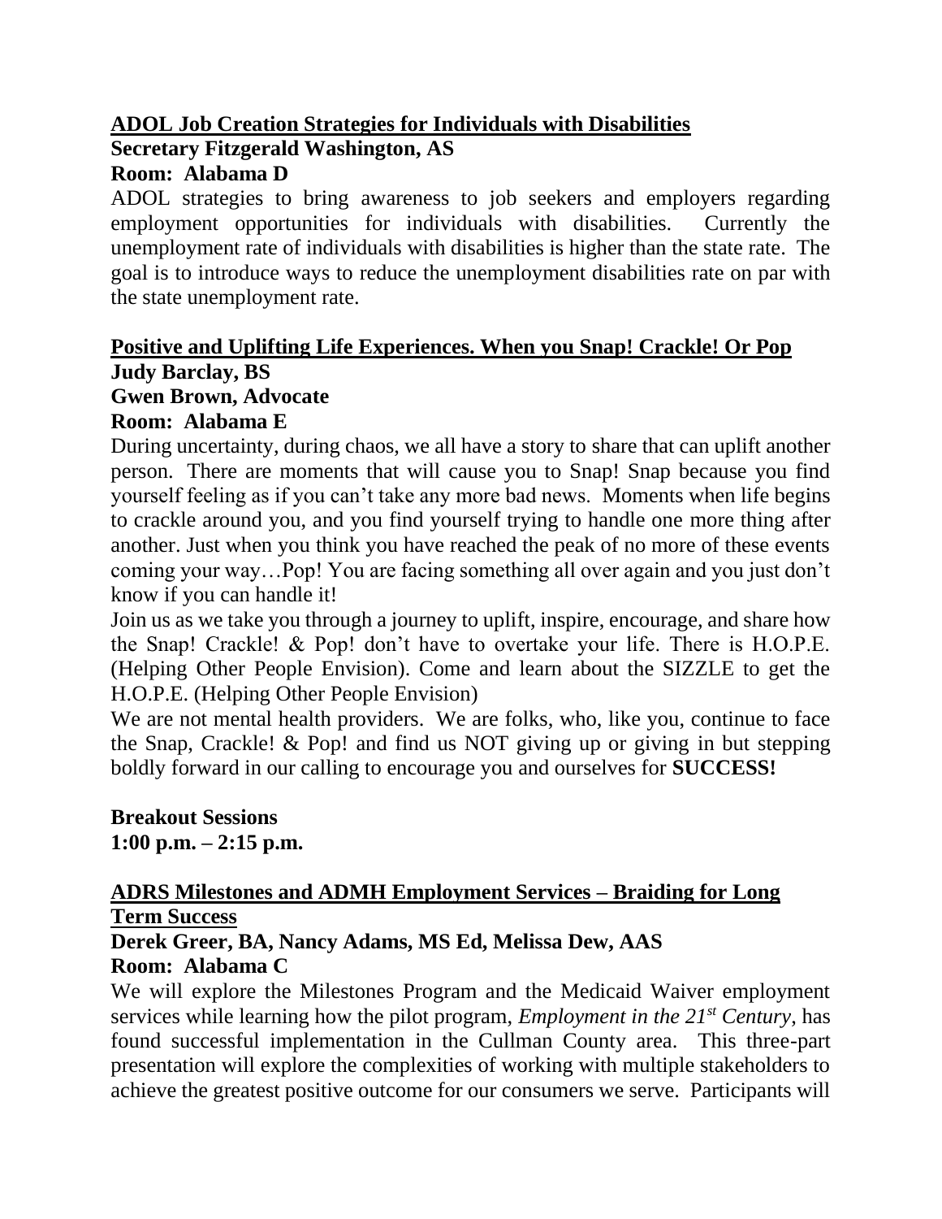**<u>ADOL Job Creation Strategies for Individuals with Disabilities</u>**
**Secretary Fitzgerald Washington, AS**
**Room: Alabama D**

ADOL strategies to bring awareness to job seekers and employers regarding employment opportunities for individuals with disabilities. Currently the unemployment rate of individuals with disabilities is higher than the state rate. The goal is to introduce ways to reduce the unemployment disabilities rate on par with the state unemployment rate.

**<u>Positive and Uplifting Life Experiences. When you Snap! Crackle! Or Pop</u>**
**Judy Barclay, BS**
**Gwen Brown, Advocate**
**Room: Alabama E**

During uncertainty, during chaos, we all have a story to share that can uplift another person. There are moments that will cause you to Snap! Snap because you find yourself feeling as if you can't take any more bad news. Moments when life begins to crackle around you, and you find yourself trying to handle one more thing after another. Just when you think you have reached the peak of no more of these events coming your way…Pop! You are facing something all over again and you just don't know if you can handle it!

Join us as we take you through a journey to uplift, inspire, encourage, and share how the Snap! Crackle! & Pop! don't have to overtake your life. There is H.O.P.E. (Helping Other People Envision). Come and learn about the SIZZLE to get the H.O.P.E. (Helping Other People Envision)

We are not mental health providers. We are folks, who, like you, continue to face the Snap, Crackle! & Pop! and find us NOT giving up or giving in but stepping boldly forward in our calling to encourage you and ourselves for **SUCCESS!**

**Breakout Sessions**
**1:00 p.m. – 2:15 p.m.**

**<u>ADRS Milestones and ADMH Employment Services – Braiding for Long Term Success</u>**
**Derek Greer, BA, Nancy Adams, MS Ed, Melissa Dew, AAS**
**Room: Alabama C**

We will explore the Milestones Program and the Medicaid Waiver employment services while learning how the pilot program, *Employment in the 21st Century*, has found successful implementation in the Cullman County area. This three-part presentation will explore the complexities of working with multiple stakeholders to achieve the greatest positive outcome for our consumers we serve. Participants will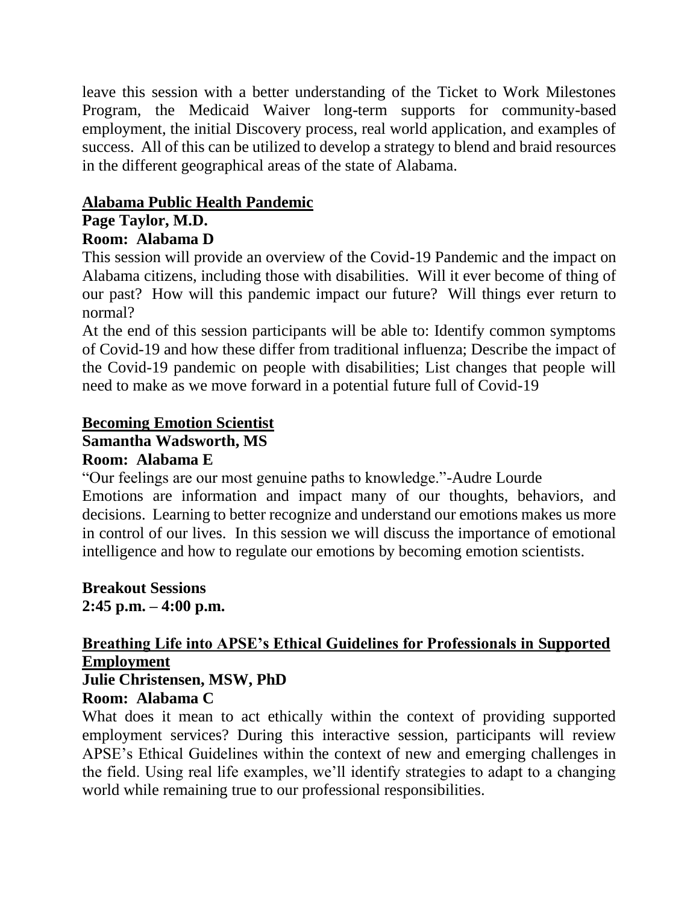leave this session with a better understanding of the Ticket to Work Milestones Program, the Medicaid Waiver long-term supports for community-based employment, the initial Discovery process, real world application, and examples of success. All of this can be utilized to develop a strategy to blend and braid resources in the different geographical areas of the state of Alabama.

### Alabama Public Health Pandemic

**Page Taylor, M.D.**

**Room: Alabama D**

This session will provide an overview of the Covid-19 Pandemic and the impact on Alabama citizens, including those with disabilities. Will it ever become of thing of our past? How will this pandemic impact our future? Will things ever return to normal?

At the end of this session participants will be able to: Identify common symptoms of Covid-19 and how these differ from traditional influenza; Describe the impact of the Covid-19 pandemic on people with disabilities; List changes that people will need to make as we move forward in a potential future full of Covid-19

### Becoming Emotion Scientist

**Samantha Wadsworth, MS**

**Room: Alabama E**

"Our feelings are our most genuine paths to knowledge."-Audre Lourde

Emotions are information and impact many of our thoughts, behaviors, and decisions. Learning to better recognize and understand our emotions makes us more in control of our lives. In this session we will discuss the importance of emotional intelligence and how to regulate our emotions by becoming emotion scientists.

**Breakout Sessions**
**2:45 p.m. – 4:00 p.m.**

### Breathing Life into APSE's Ethical Guidelines for Professionals in Supported Employment

**Julie Christensen, MSW, PhD**

**Room: Alabama C**

What does it mean to act ethically within the context of providing supported employment services? During this interactive session, participants will review APSE's Ethical Guidelines within the context of new and emerging challenges in the field. Using real life examples, we'll identify strategies to adapt to a changing world while remaining true to our professional responsibilities.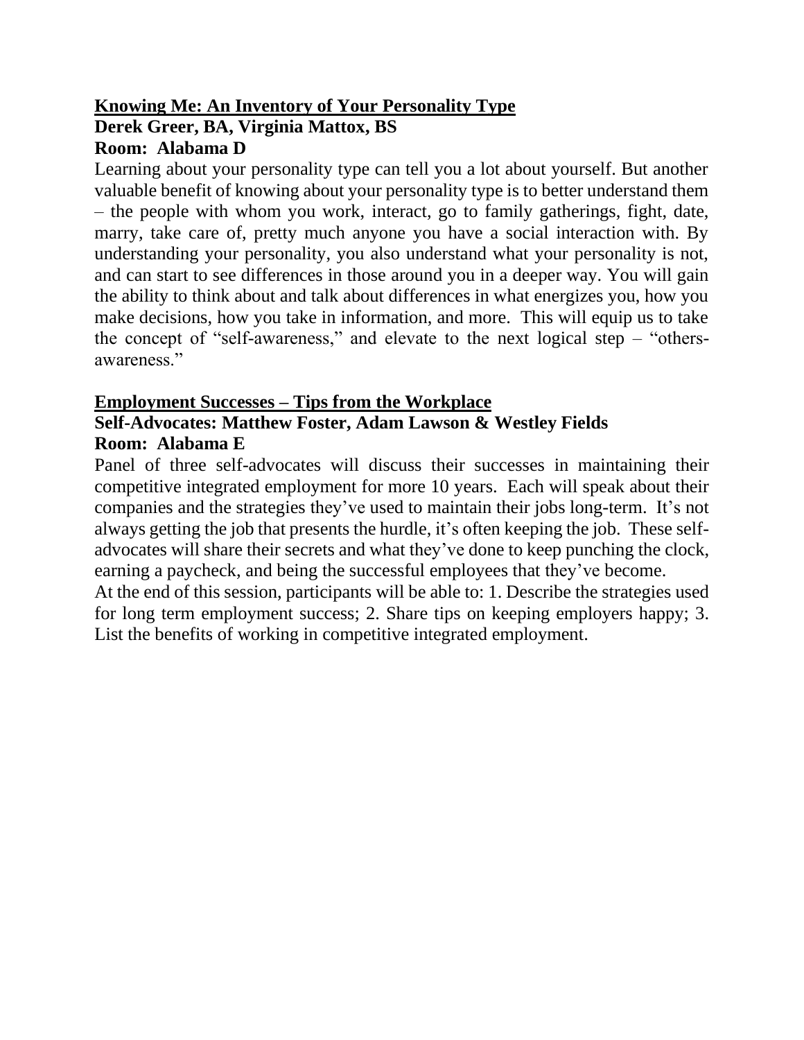**<u>Knowing Me: An Inventory of Your Personality Type</u>**
**Derek Greer, BA, Virginia Mattox, BS**
**Room: Alabama D**

Learning about your personality type can tell you a lot about yourself. But another valuable benefit of knowing about your personality type is to better understand them – the people with whom you work, interact, go to family gatherings, fight, date, marry, take care of, pretty much anyone you have a social interaction with. By understanding your personality, you also understand what your personality is not, and can start to see differences in those around you in a deeper way. You will gain the ability to think about and talk about differences in what energizes you, how you make decisions, how you take in information, and more. This will equip us to take the concept of "self-awareness," and elevate to the next logical step – "others-awareness."

**<u>Employment Successes – Tips from the Workplace</u>**
**Self-Advocates: Matthew Foster, Adam Lawson & Westley Fields**
**Room: Alabama E**

Panel of three self-advocates will discuss their successes in maintaining their competitive integrated employment for more 10 years. Each will speak about their companies and the strategies they've used to maintain their jobs long-term. It's not always getting the job that presents the hurdle, it's often keeping the job. These self-advocates will share their secrets and what they've done to keep punching the clock, earning a paycheck, and being the successful employees that they've become.

At the end of this session, participants will be able to: 1. Describe the strategies used for long term employment success; 2. Share tips on keeping employers happy; 3. List the benefits of working in competitive integrated employment.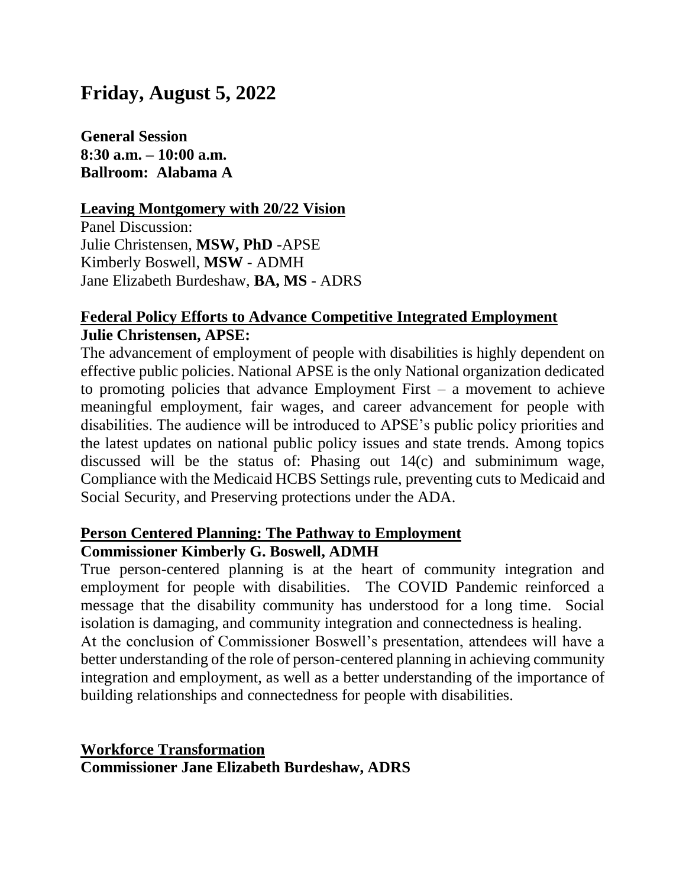# Friday, August 5, 2022

**General Session**
**8:30 a.m. – 10:00 a.m.**
**Ballroom: Alabama A**

**Leaving Montgomery with 20/22 Vision**

Panel Discussion:
Julie Christensen, **MSW, PhD** -APSE
Kimberly Boswell, **MSW** - ADMH
Jane Elizabeth Burdeshaw, **BA, MS** - ADRS

**Federal Policy Efforts to Advance Competitive Integrated Employment**
**Julie Christensen, APSE:**

The advancement of employment of people with disabilities is highly dependent on effective public policies. National APSE is the only National organization dedicated to promoting policies that advance Employment First – a movement to achieve meaningful employment, fair wages, and career advancement for people with disabilities. The audience will be introduced to APSE's public policy priorities and the latest updates on national public policy issues and state trends. Among topics discussed will be the status of: Phasing out 14(c) and subminimum wage, Compliance with the Medicaid HCBS Settings rule, preventing cuts to Medicaid and Social Security, and Preserving protections under the ADA.

**Person Centered Planning: The Pathway to Employment**
**Commissioner Kimberly G. Boswell, ADMH**

True person-centered planning is at the heart of community integration and employment for people with disabilities. The COVID Pandemic reinforced a message that the disability community has understood for a long time. Social isolation is damaging, and community integration and connectedness is healing.

At the conclusion of Commissioner Boswell's presentation, attendees will have a better understanding of the role of person-centered planning in achieving community integration and employment, as well as a better understanding of the importance of building relationships and connectedness for people with disabilities.

**Workforce Transformation**
**Commissioner Jane Elizabeth Burdeshaw, ADRS**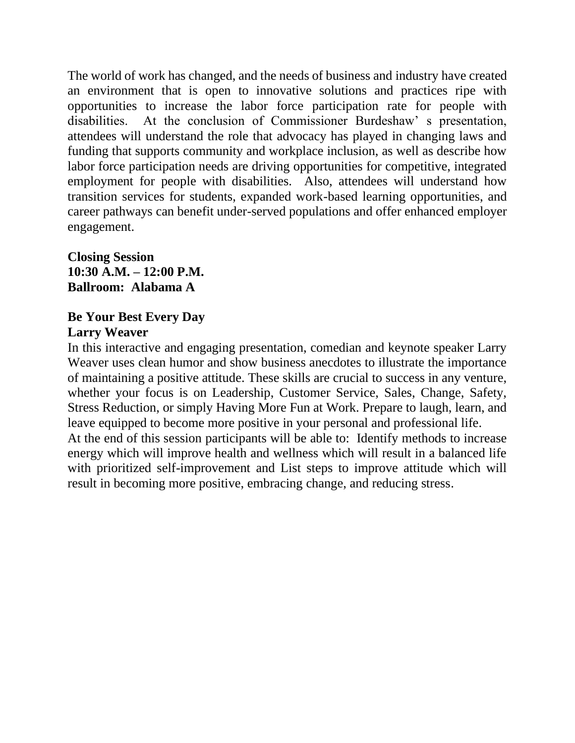The world of work has changed, and the needs of business and industry have created an environment that is open to innovative solutions and practices ripe with opportunities to increase the labor force participation rate for people with disabilities. At the conclusion of Commissioner Burdeshaw' s presentation, attendees will understand the role that advocacy has played in changing laws and funding that supports community and workplace inclusion, as well as describe how labor force participation needs are driving opportunities for competitive, integrated employment for people with disabilities. Also, attendees will understand how transition services for students, expanded work-based learning opportunities, and career pathways can benefit under-served populations and offer enhanced employer engagement.

**Closing Session**
**10:30 A.M. – 12:00 P.M.**
**Ballroom: Alabama A**

**Be Your Best Every Day**
**Larry Weaver**

In this interactive and engaging presentation, comedian and keynote speaker Larry Weaver uses clean humor and show business anecdotes to illustrate the importance of maintaining a positive attitude. These skills are crucial to success in any venture, whether your focus is on Leadership, Customer Service, Sales, Change, Safety, Stress Reduction, or simply Having More Fun at Work. Prepare to laugh, learn, and leave equipped to become more positive in your personal and professional life.

At the end of this session participants will be able to: Identify methods to increase energy which will improve health and wellness which will result in a balanced life with prioritized self-improvement and List steps to improve attitude which will result in becoming more positive, embracing change, and reducing stress.